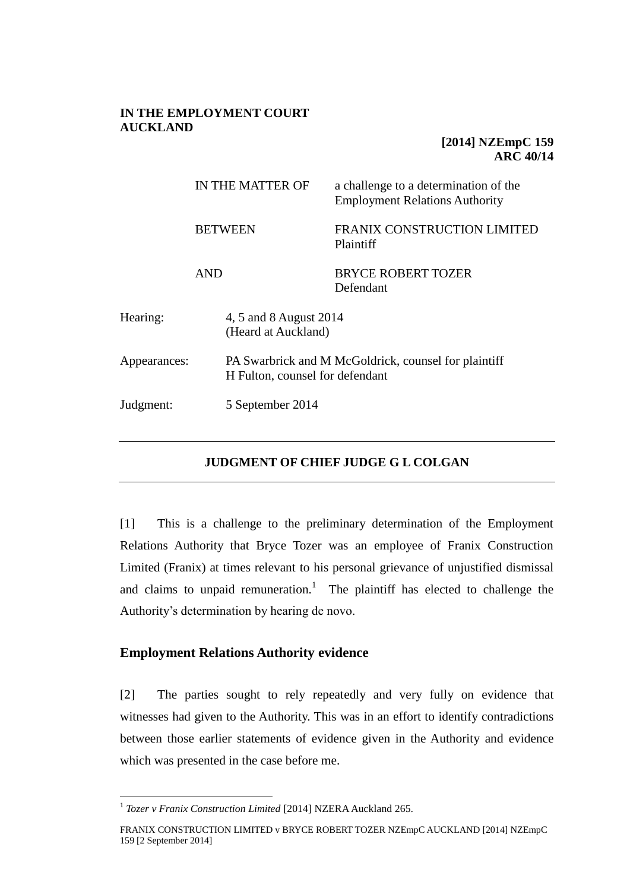**IN THE EMPLOYMENT COURT AUCKLAND**

**[2014] NZEmpC 159**
**ARC 40/14**

| | |
|---|---|
| IN THE MATTER OF | a challenge to a determination of the Employment Relations Authority |
| BETWEEN | FRANIX CONSTRUCTION LIMITED Plaintiff |
| AND | BRYCE ROBERT TOZER Defendant |

| | |
|---|---|
| Hearing: | 4, 5 and 8 August 2014 (Heard at Auckland) |
| Appearances: | PA Swarbrick and M McGoldrick, counsel for plaintiff H Fulton, counsel for defendant |
| Judgment: | 5 September 2014 |

---

**JUDGMENT OF CHIEF JUDGE G L COLGAN**

---

[1] This is a challenge to the preliminary determination of the Employment Relations Authority that Bryce Tozer was an employee of Franix Construction Limited (Franix) at times relevant to his personal grievance of unjustified dismissal and claims to unpaid remuneration.[1] The plaintiff has elected to challenge the Authority's determination by hearing de novo.

## Employment Relations Authority evidence

[2] The parties sought to rely repeatedly and very fully on evidence that witnesses had given to the Authority. This was in an effort to identify contradictions between those earlier statements of evidence given in the Authority and evidence which was presented in the case before me.

---

[1] *Tozer v Franix Construction Limited* [2014] NZERA Auckland 265.

FRANIX CONSTRUCTION LIMITED v BRYCE ROBERT TOZER NZEmpC AUCKLAND [2014] NZEmpC 159 [2 September 2014]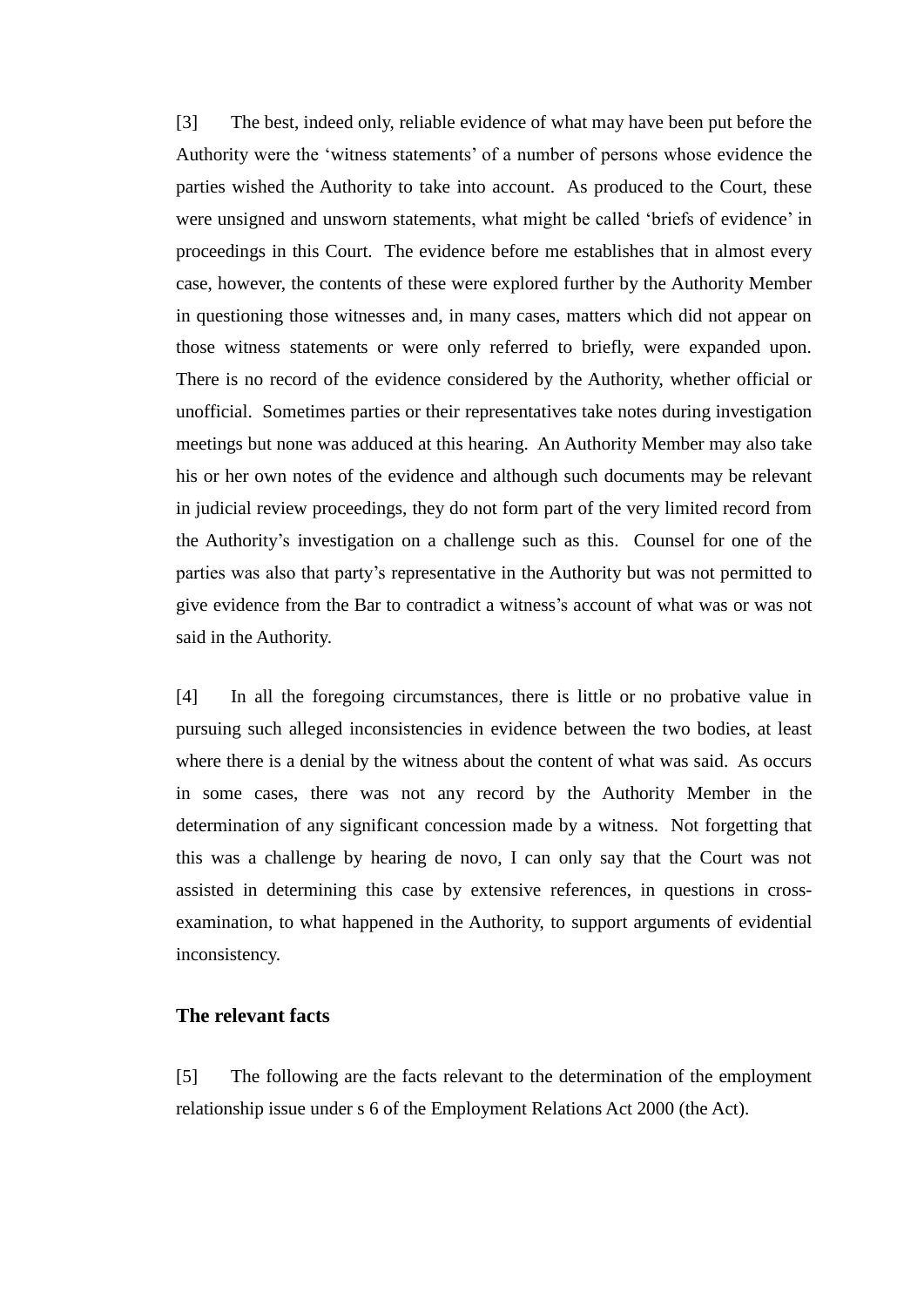[3] The best, indeed only, reliable evidence of what may have been put before the Authority were the 'witness statements' of a number of persons whose evidence the parties wished the Authority to take into account. As produced to the Court, these were unsigned and unsworn statements, what might be called 'briefs of evidence' in proceedings in this Court. The evidence before me establishes that in almost every case, however, the contents of these were explored further by the Authority Member in questioning those witnesses and, in many cases, matters which did not appear on those witness statements or were only referred to briefly, were expanded upon. There is no record of the evidence considered by the Authority, whether official or unofficial. Sometimes parties or their representatives take notes during investigation meetings but none was adduced at this hearing. An Authority Member may also take his or her own notes of the evidence and although such documents may be relevant in judicial review proceedings, they do not form part of the very limited record from the Authority's investigation on a challenge such as this. Counsel for one of the parties was also that party's representative in the Authority but was not permitted to give evidence from the Bar to contradict a witness's account of what was or was not said in the Authority.

[4] In all the foregoing circumstances, there is little or no probative value in pursuing such alleged inconsistencies in evidence between the two bodies, at least where there is a denial by the witness about the content of what was said. As occurs in some cases, there was not any record by the Authority Member in the determination of any significant concession made by a witness. Not forgetting that this was a challenge by hearing de novo, I can only say that the Court was not assisted in determining this case by extensive references, in questions in cross-examination, to what happened in the Authority, to support arguments of evidential inconsistency.

### The relevant facts

[5] The following are the facts relevant to the determination of the employment relationship issue under s 6 of the Employment Relations Act 2000 (the Act).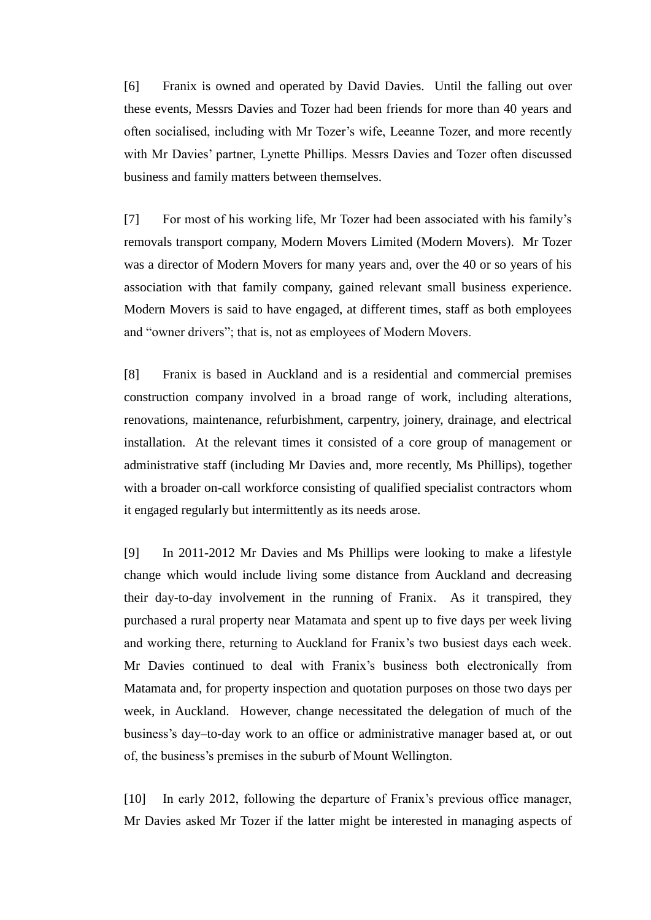[6] Franix is owned and operated by David Davies. Until the falling out over these events, Messrs Davies and Tozer had been friends for more than 40 years and often socialised, including with Mr Tozer's wife, Leeanne Tozer, and more recently with Mr Davies' partner, Lynette Phillips. Messrs Davies and Tozer often discussed business and family matters between themselves.

[7] For most of his working life, Mr Tozer had been associated with his family's removals transport company, Modern Movers Limited (Modern Movers). Mr Tozer was a director of Modern Movers for many years and, over the 40 or so years of his association with that family company, gained relevant small business experience. Modern Movers is said to have engaged, at different times, staff as both employees and "owner drivers"; that is, not as employees of Modern Movers.

[8] Franix is based in Auckland and is a residential and commercial premises construction company involved in a broad range of work, including alterations, renovations, maintenance, refurbishment, carpentry, joinery, drainage, and electrical installation. At the relevant times it consisted of a core group of management or administrative staff (including Mr Davies and, more recently, Ms Phillips), together with a broader on-call workforce consisting of qualified specialist contractors whom it engaged regularly but intermittently as its needs arose.

[9] In 2011-2012 Mr Davies and Ms Phillips were looking to make a lifestyle change which would include living some distance from Auckland and decreasing their day-to-day involvement in the running of Franix. As it transpired, they purchased a rural property near Matamata and spent up to five days per week living and working there, returning to Auckland for Franix's two busiest days each week. Mr Davies continued to deal with Franix's business both electronically from Matamata and, for property inspection and quotation purposes on those two days per week, in Auckland. However, change necessitated the delegation of much of the business's day–to-day work to an office or administrative manager based at, or out of, the business's premises in the suburb of Mount Wellington.

[10] In early 2012, following the departure of Franix's previous office manager, Mr Davies asked Mr Tozer if the latter might be interested in managing aspects of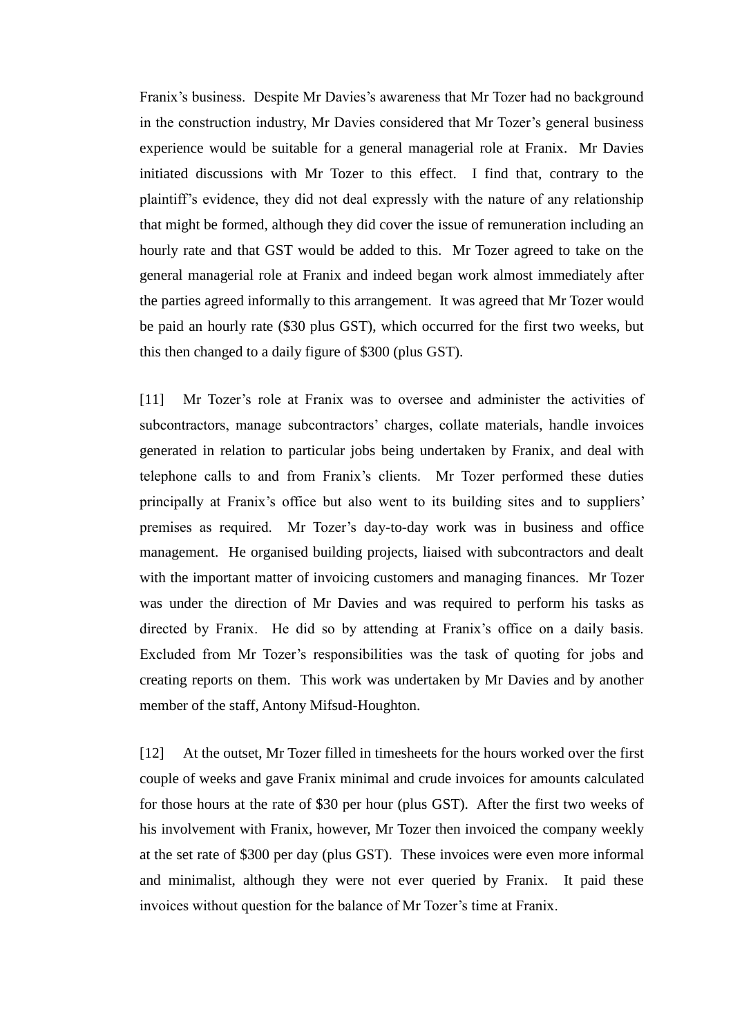Franix's business. Despite Mr Davies's awareness that Mr Tozer had no background in the construction industry, Mr Davies considered that Mr Tozer's general business experience would be suitable for a general managerial role at Franix. Mr Davies initiated discussions with Mr Tozer to this effect. I find that, contrary to the plaintiff's evidence, they did not deal expressly with the nature of any relationship that might be formed, although they did cover the issue of remuneration including an hourly rate and that GST would be added to this. Mr Tozer agreed to take on the general managerial role at Franix and indeed began work almost immediately after the parties agreed informally to this arrangement. It was agreed that Mr Tozer would be paid an hourly rate ($30 plus GST), which occurred for the first two weeks, but this then changed to a daily figure of $300 (plus GST).

[11] Mr Tozer's role at Franix was to oversee and administer the activities of subcontractors, manage subcontractors' charges, collate materials, handle invoices generated in relation to particular jobs being undertaken by Franix, and deal with telephone calls to and from Franix's clients. Mr Tozer performed these duties principally at Franix's office but also went to its building sites and to suppliers' premises as required. Mr Tozer's day-to-day work was in business and office management. He organised building projects, liaised with subcontractors and dealt with the important matter of invoicing customers and managing finances. Mr Tozer was under the direction of Mr Davies and was required to perform his tasks as directed by Franix. He did so by attending at Franix's office on a daily basis. Excluded from Mr Tozer's responsibilities was the task of quoting for jobs and creating reports on them. This work was undertaken by Mr Davies and by another member of the staff, Antony Mifsud-Houghton.

[12] At the outset, Mr Tozer filled in timesheets for the hours worked over the first couple of weeks and gave Franix minimal and crude invoices for amounts calculated for those hours at the rate of $30 per hour (plus GST). After the first two weeks of his involvement with Franix, however, Mr Tozer then invoiced the company weekly at the set rate of $300 per day (plus GST). These invoices were even more informal and minimalist, although they were not ever queried by Franix. It paid these invoices without question for the balance of Mr Tozer's time at Franix.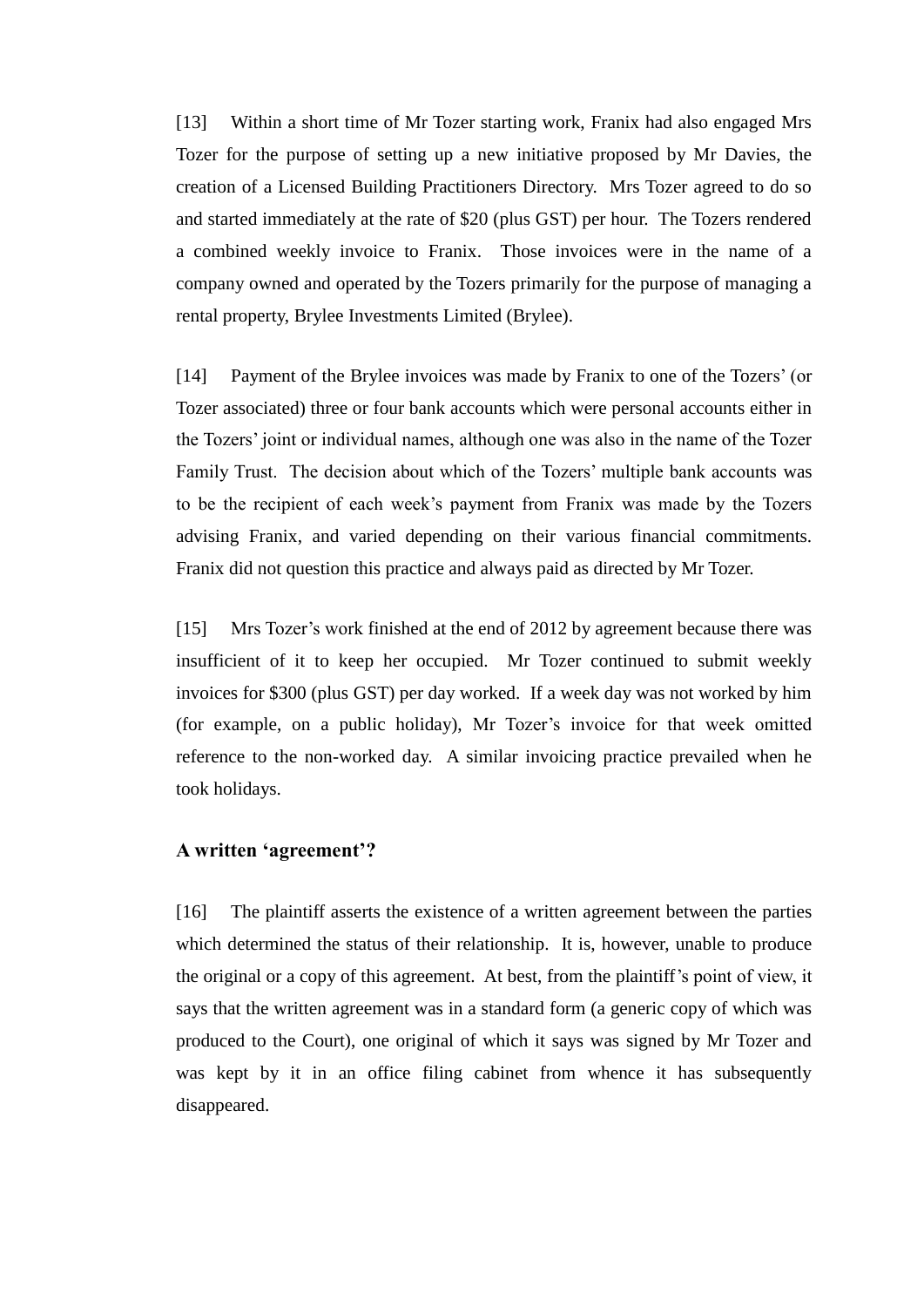[13] Within a short time of Mr Tozer starting work, Franix had also engaged Mrs Tozer for the purpose of setting up a new initiative proposed by Mr Davies, the creation of a Licensed Building Practitioners Directory. Mrs Tozer agreed to do so and started immediately at the rate of $20 (plus GST) per hour. The Tozers rendered a combined weekly invoice to Franix. Those invoices were in the name of a company owned and operated by the Tozers primarily for the purpose of managing a rental property, Brylee Investments Limited (Brylee).

[14] Payment of the Brylee invoices was made by Franix to one of the Tozers' (or Tozer associated) three or four bank accounts which were personal accounts either in the Tozers' joint or individual names, although one was also in the name of the Tozer Family Trust. The decision about which of the Tozers' multiple bank accounts was to be the recipient of each week's payment from Franix was made by the Tozers advising Franix, and varied depending on their various financial commitments. Franix did not question this practice and always paid as directed by Mr Tozer.

[15] Mrs Tozer's work finished at the end of 2012 by agreement because there was insufficient of it to keep her occupied. Mr Tozer continued to submit weekly invoices for $300 (plus GST) per day worked. If a week day was not worked by him (for example, on a public holiday), Mr Tozer's invoice for that week omitted reference to the non-worked day. A similar invoicing practice prevailed when he took holidays.

### A written 'agreement'?

[16] The plaintiff asserts the existence of a written agreement between the parties which determined the status of their relationship. It is, however, unable to produce the original or a copy of this agreement. At best, from the plaintiff's point of view, it says that the written agreement was in a standard form (a generic copy of which was produced to the Court), one original of which it says was signed by Mr Tozer and was kept by it in an office filing cabinet from whence it has subsequently disappeared.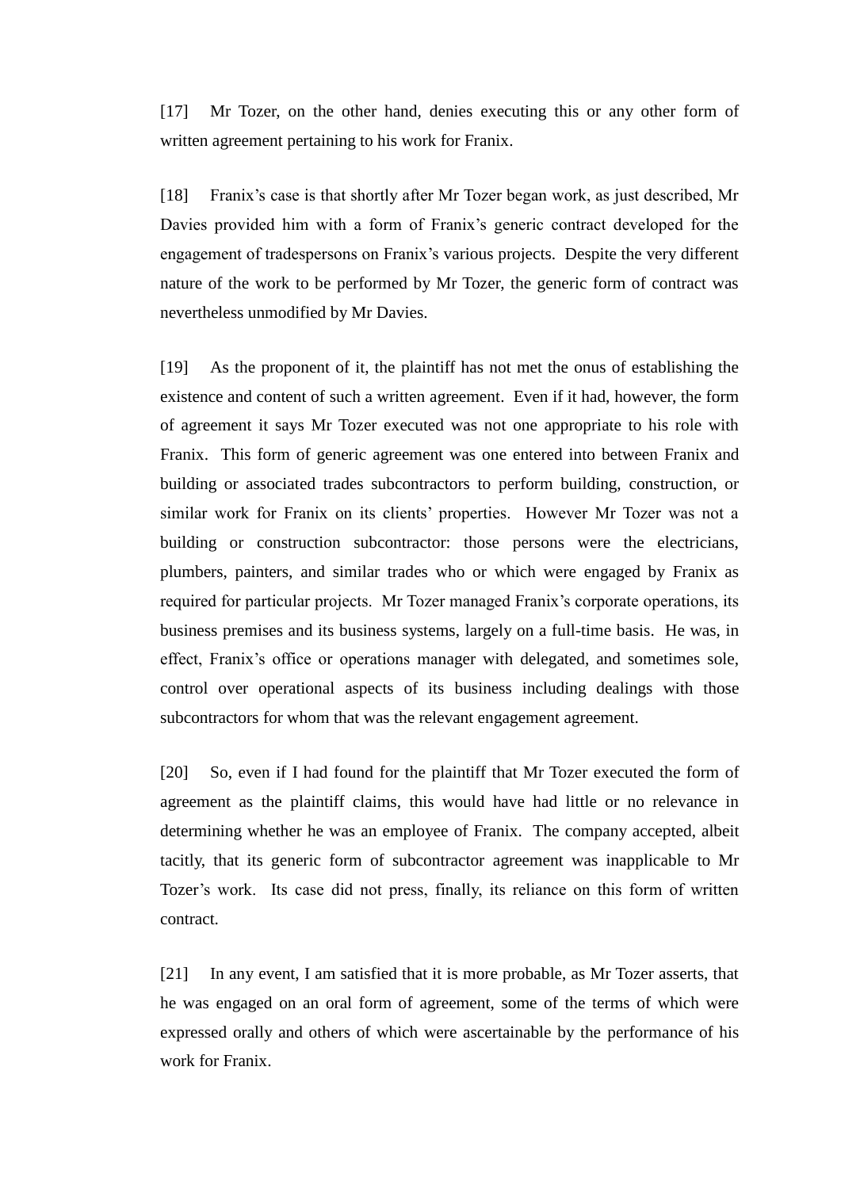[17] Mr Tozer, on the other hand, denies executing this or any other form of written agreement pertaining to his work for Franix.

[18] Franix's case is that shortly after Mr Tozer began work, as just described, Mr Davies provided him with a form of Franix's generic contract developed for the engagement of tradespersons on Franix's various projects. Despite the very different nature of the work to be performed by Mr Tozer, the generic form of contract was nevertheless unmodified by Mr Davies.

[19] As the proponent of it, the plaintiff has not met the onus of establishing the existence and content of such a written agreement. Even if it had, however, the form of agreement it says Mr Tozer executed was not one appropriate to his role with Franix. This form of generic agreement was one entered into between Franix and building or associated trades subcontractors to perform building, construction, or similar work for Franix on its clients' properties. However Mr Tozer was not a building or construction subcontractor: those persons were the electricians, plumbers, painters, and similar trades who or which were engaged by Franix as required for particular projects. Mr Tozer managed Franix's corporate operations, its business premises and its business systems, largely on a full-time basis. He was, in effect, Franix's office or operations manager with delegated, and sometimes sole, control over operational aspects of its business including dealings with those subcontractors for whom that was the relevant engagement agreement.

[20] So, even if I had found for the plaintiff that Mr Tozer executed the form of agreement as the plaintiff claims, this would have had little or no relevance in determining whether he was an employee of Franix. The company accepted, albeit tacitly, that its generic form of subcontractor agreement was inapplicable to Mr Tozer's work. Its case did not press, finally, its reliance on this form of written contract.

[21] In any event, I am satisfied that it is more probable, as Mr Tozer asserts, that he was engaged on an oral form of agreement, some of the terms of which were expressed orally and others of which were ascertainable by the performance of his work for Franix.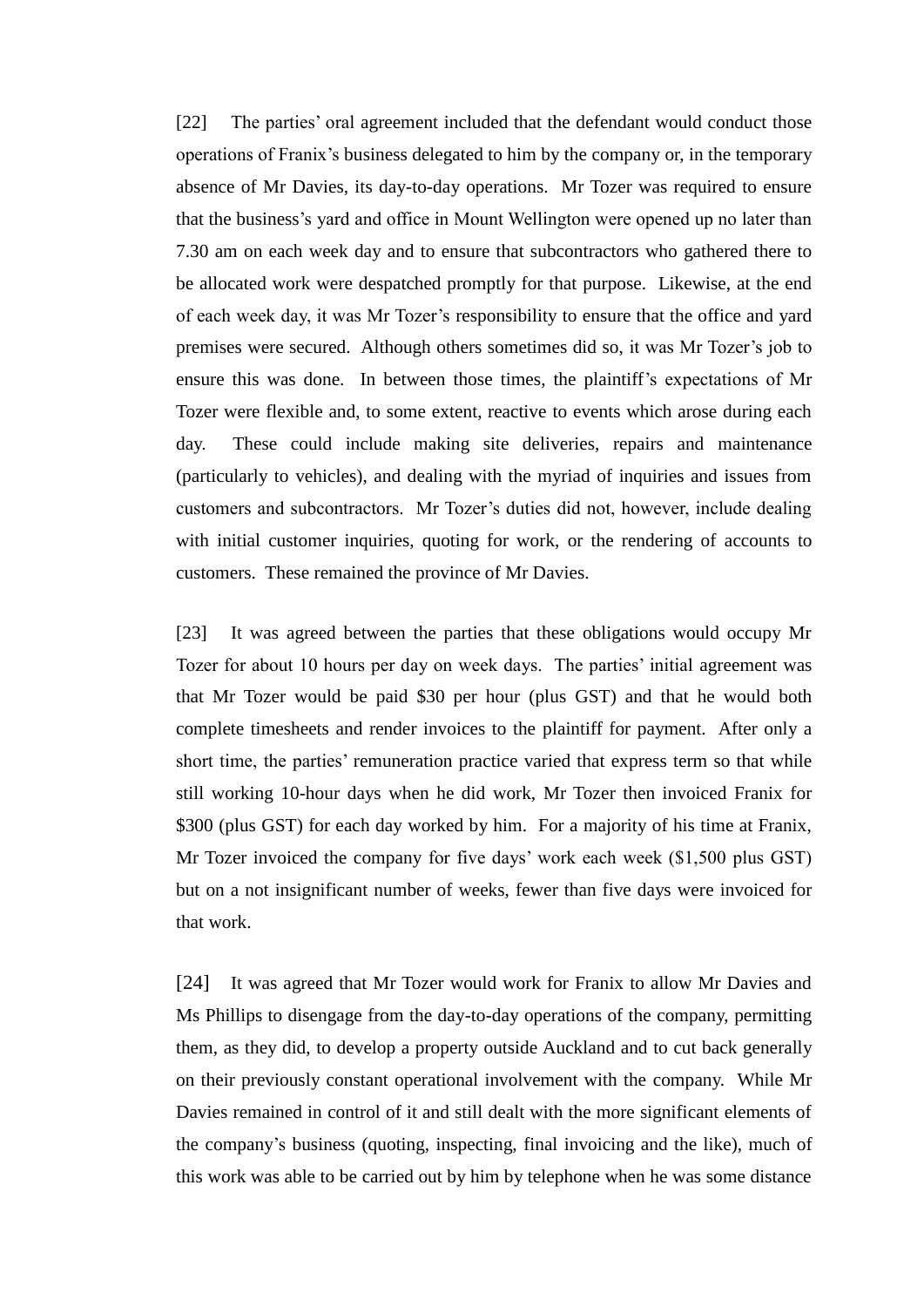[22] The parties' oral agreement included that the defendant would conduct those operations of Franix's business delegated to him by the company or, in the temporary absence of Mr Davies, its day-to-day operations. Mr Tozer was required to ensure that the business's yard and office in Mount Wellington were opened up no later than 7.30 am on each week day and to ensure that subcontractors who gathered there to be allocated work were despatched promptly for that purpose. Likewise, at the end of each week day, it was Mr Tozer's responsibility to ensure that the office and yard premises were secured. Although others sometimes did so, it was Mr Tozer's job to ensure this was done. In between those times, the plaintiff's expectations of Mr Tozer were flexible and, to some extent, reactive to events which arose during each day. These could include making site deliveries, repairs and maintenance (particularly to vehicles), and dealing with the myriad of inquiries and issues from customers and subcontractors. Mr Tozer's duties did not, however, include dealing with initial customer inquiries, quoting for work, or the rendering of accounts to customers. These remained the province of Mr Davies.

[23] It was agreed between the parties that these obligations would occupy Mr Tozer for about 10 hours per day on week days. The parties' initial agreement was that Mr Tozer would be paid $30 per hour (plus GST) and that he would both complete timesheets and render invoices to the plaintiff for payment. After only a short time, the parties' remuneration practice varied that express term so that while still working 10-hour days when he did work, Mr Tozer then invoiced Franix for $300 (plus GST) for each day worked by him. For a majority of his time at Franix, Mr Tozer invoiced the company for five days' work each week ($1,500 plus GST) but on a not insignificant number of weeks, fewer than five days were invoiced for that work.

[24] It was agreed that Mr Tozer would work for Franix to allow Mr Davies and Ms Phillips to disengage from the day-to-day operations of the company, permitting them, as they did, to develop a property outside Auckland and to cut back generally on their previously constant operational involvement with the company. While Mr Davies remained in control of it and still dealt with the more significant elements of the company's business (quoting, inspecting, final invoicing and the like), much of this work was able to be carried out by him by telephone when he was some distance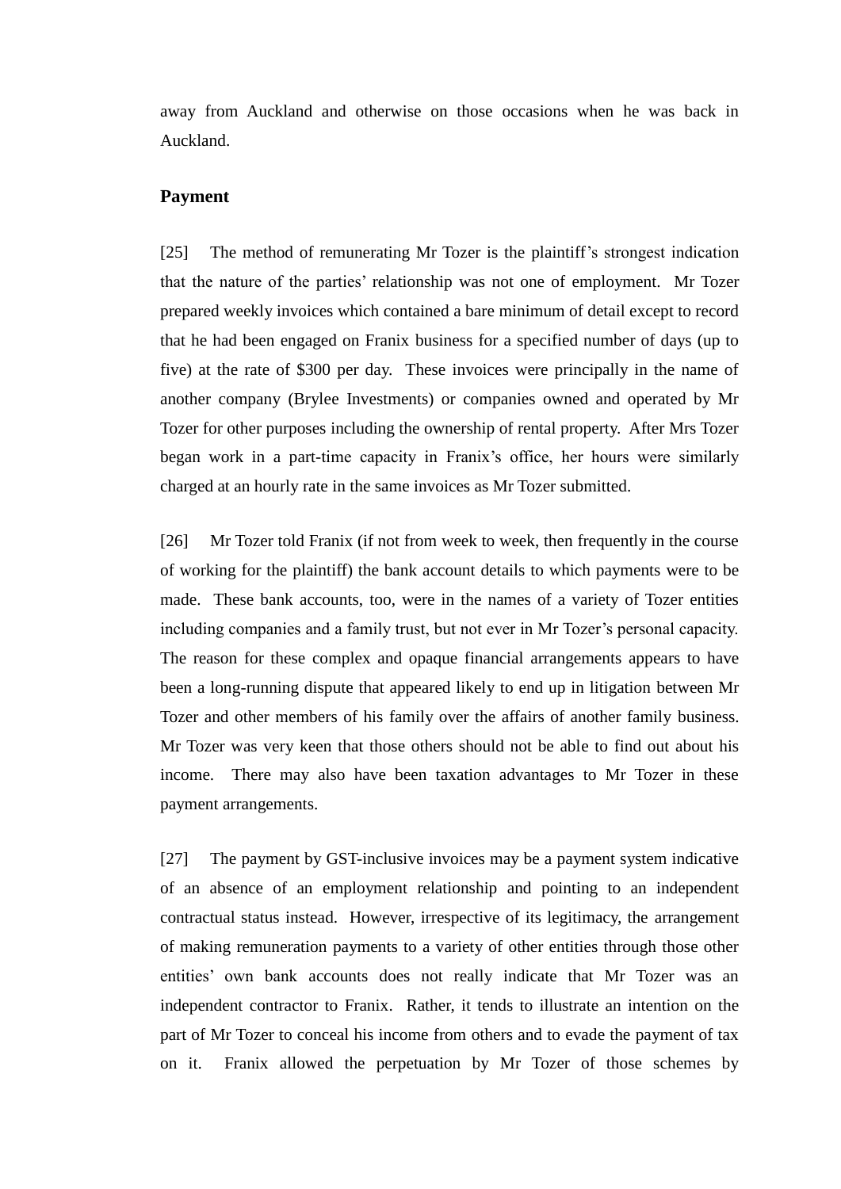away from Auckland and otherwise on those occasions when he was back in Auckland.

## Payment

[25] The method of remunerating Mr Tozer is the plaintiff's strongest indication that the nature of the parties' relationship was not one of employment. Mr Tozer prepared weekly invoices which contained a bare minimum of detail except to record that he had been engaged on Franix business for a specified number of days (up to five) at the rate of $300 per day. These invoices were principally in the name of another company (Brylee Investments) or companies owned and operated by Mr Tozer for other purposes including the ownership of rental property. After Mrs Tozer began work in a part-time capacity in Franix's office, her hours were similarly charged at an hourly rate in the same invoices as Mr Tozer submitted.

[26] Mr Tozer told Franix (if not from week to week, then frequently in the course of working for the plaintiff) the bank account details to which payments were to be made. These bank accounts, too, were in the names of a variety of Tozer entities including companies and a family trust, but not ever in Mr Tozer's personal capacity. The reason for these complex and opaque financial arrangements appears to have been a long-running dispute that appeared likely to end up in litigation between Mr Tozer and other members of his family over the affairs of another family business. Mr Tozer was very keen that those others should not be able to find out about his income. There may also have been taxation advantages to Mr Tozer in these payment arrangements.

[27] The payment by GST-inclusive invoices may be a payment system indicative of an absence of an employment relationship and pointing to an independent contractual status instead. However, irrespective of its legitimacy, the arrangement of making remuneration payments to a variety of other entities through those other entities' own bank accounts does not really indicate that Mr Tozer was an independent contractor to Franix. Rather, it tends to illustrate an intention on the part of Mr Tozer to conceal his income from others and to evade the payment of tax on it. Franix allowed the perpetuation by Mr Tozer of those schemes by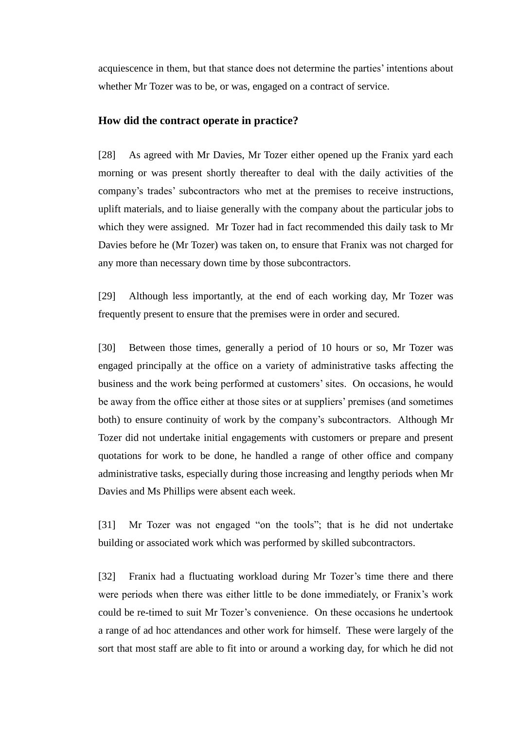acquiescence in them, but that stance does not determine the parties' intentions about whether Mr Tozer was to be, or was, engaged on a contract of service.

### How did the contract operate in practice?

[28] As agreed with Mr Davies, Mr Tozer either opened up the Franix yard each morning or was present shortly thereafter to deal with the daily activities of the company's trades' subcontractors who met at the premises to receive instructions, uplift materials, and to liaise generally with the company about the particular jobs to which they were assigned. Mr Tozer had in fact recommended this daily task to Mr Davies before he (Mr Tozer) was taken on, to ensure that Franix was not charged for any more than necessary down time by those subcontractors.

[29] Although less importantly, at the end of each working day, Mr Tozer was frequently present to ensure that the premises were in order and secured.

[30] Between those times, generally a period of 10 hours or so, Mr Tozer was engaged principally at the office on a variety of administrative tasks affecting the business and the work being performed at customers' sites. On occasions, he would be away from the office either at those sites or at suppliers' premises (and sometimes both) to ensure continuity of work by the company's subcontractors. Although Mr Tozer did not undertake initial engagements with customers or prepare and present quotations for work to be done, he handled a range of other office and company administrative tasks, especially during those increasing and lengthy periods when Mr Davies and Ms Phillips were absent each week.

[31] Mr Tozer was not engaged "on the tools"; that is he did not undertake building or associated work which was performed by skilled subcontractors.

[32] Franix had a fluctuating workload during Mr Tozer's time there and there were periods when there was either little to be done immediately, or Franix's work could be re-timed to suit Mr Tozer's convenience. On these occasions he undertook a range of ad hoc attendances and other work for himself. These were largely of the sort that most staff are able to fit into or around a working day, for which he did not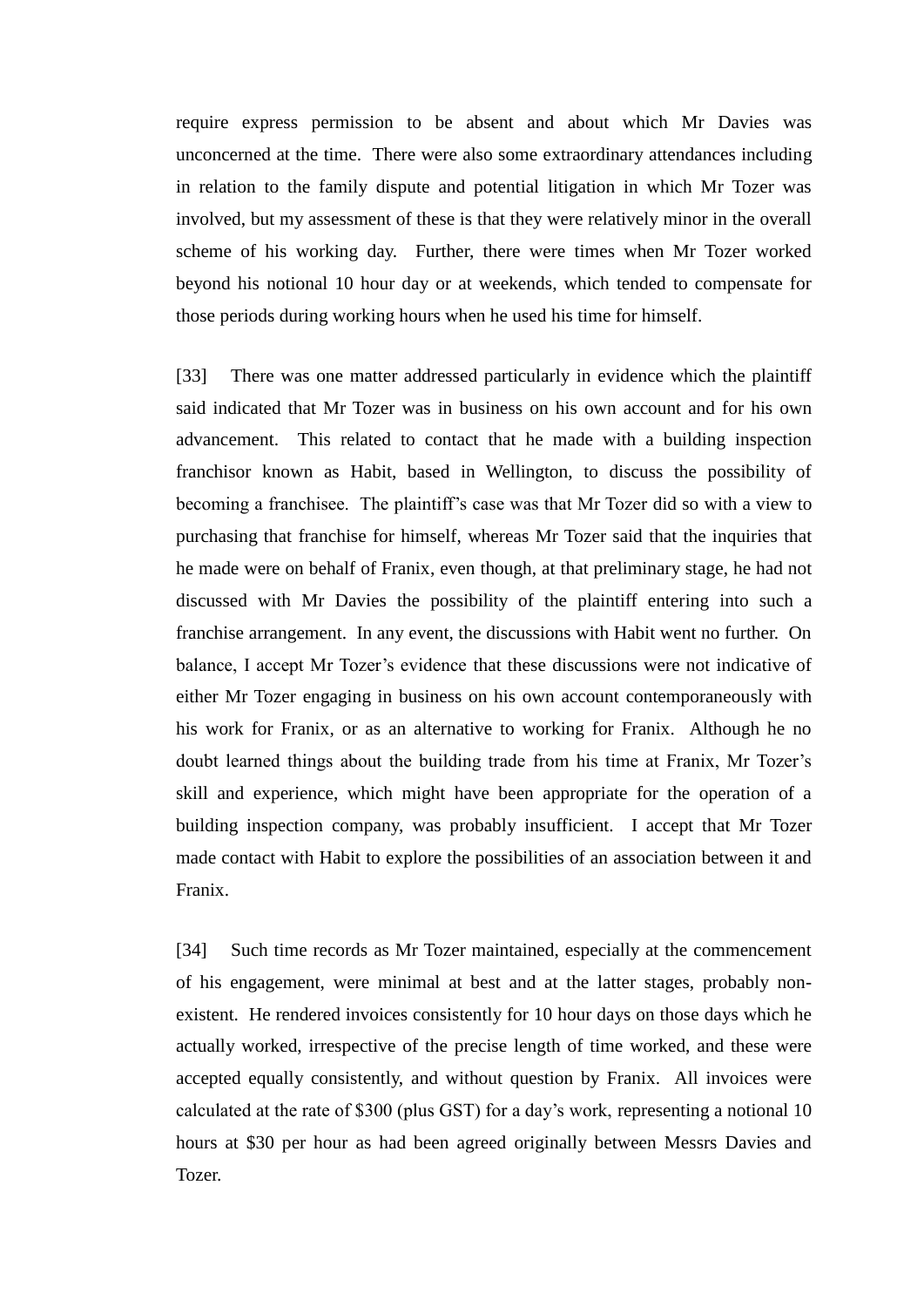require express permission to be absent and about which Mr Davies was unconcerned at the time. There were also some extraordinary attendances including in relation to the family dispute and potential litigation in which Mr Tozer was involved, but my assessment of these is that they were relatively minor in the overall scheme of his working day. Further, there were times when Mr Tozer worked beyond his notional 10 hour day or at weekends, which tended to compensate for those periods during working hours when he used his time for himself.

[33] There was one matter addressed particularly in evidence which the plaintiff said indicated that Mr Tozer was in business on his own account and for his own advancement. This related to contact that he made with a building inspection franchisor known as Habit, based in Wellington, to discuss the possibility of becoming a franchisee. The plaintiff's case was that Mr Tozer did so with a view to purchasing that franchise for himself, whereas Mr Tozer said that the inquiries that he made were on behalf of Franix, even though, at that preliminary stage, he had not discussed with Mr Davies the possibility of the plaintiff entering into such a franchise arrangement. In any event, the discussions with Habit went no further. On balance, I accept Mr Tozer's evidence that these discussions were not indicative of either Mr Tozer engaging in business on his own account contemporaneously with his work for Franix, or as an alternative to working for Franix. Although he no doubt learned things about the building trade from his time at Franix, Mr Tozer's skill and experience, which might have been appropriate for the operation of a building inspection company, was probably insufficient. I accept that Mr Tozer made contact with Habit to explore the possibilities of an association between it and Franix.

[34] Such time records as Mr Tozer maintained, especially at the commencement of his engagement, were minimal at best and at the latter stages, probably non-existent. He rendered invoices consistently for 10 hour days on those days which he actually worked, irrespective of the precise length of time worked, and these were accepted equally consistently, and without question by Franix. All invoices were calculated at the rate of $300 (plus GST) for a day's work, representing a notional 10 hours at $30 per hour as had been agreed originally between Messrs Davies and Tozer.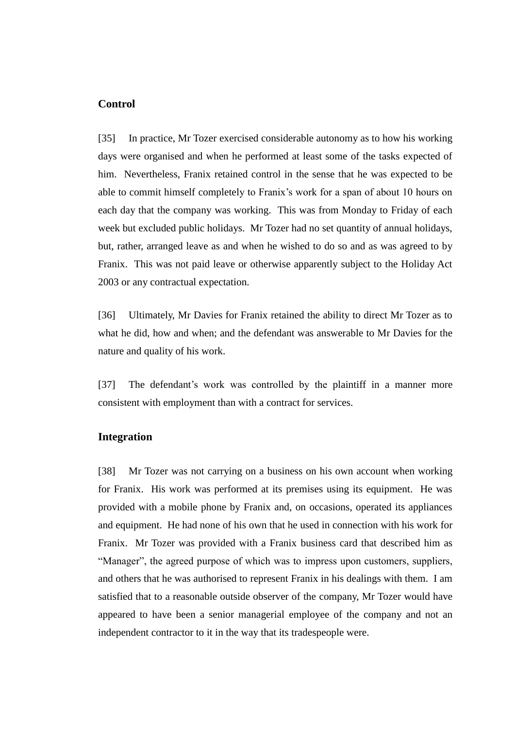## Control

[35] In practice, Mr Tozer exercised considerable autonomy as to how his working days were organised and when he performed at least some of the tasks expected of him. Nevertheless, Franix retained control in the sense that he was expected to be able to commit himself completely to Franix's work for a span of about 10 hours on each day that the company was working. This was from Monday to Friday of each week but excluded public holidays. Mr Tozer had no set quantity of annual holidays, but, rather, arranged leave as and when he wished to do so and as was agreed to by Franix. This was not paid leave or otherwise apparently subject to the Holiday Act 2003 or any contractual expectation.

[36] Ultimately, Mr Davies for Franix retained the ability to direct Mr Tozer as to what he did, how and when; and the defendant was answerable to Mr Davies for the nature and quality of his work.

[37] The defendant's work was controlled by the plaintiff in a manner more consistent with employment than with a contract for services.

## Integration

[38] Mr Tozer was not carrying on a business on his own account when working for Franix. His work was performed at its premises using its equipment. He was provided with a mobile phone by Franix and, on occasions, operated its appliances and equipment. He had none of his own that he used in connection with his work for Franix. Mr Tozer was provided with a Franix business card that described him as "Manager", the agreed purpose of which was to impress upon customers, suppliers, and others that he was authorised to represent Franix in his dealings with them. I am satisfied that to a reasonable outside observer of the company, Mr Tozer would have appeared to have been a senior managerial employee of the company and not an independent contractor to it in the way that its tradespeople were.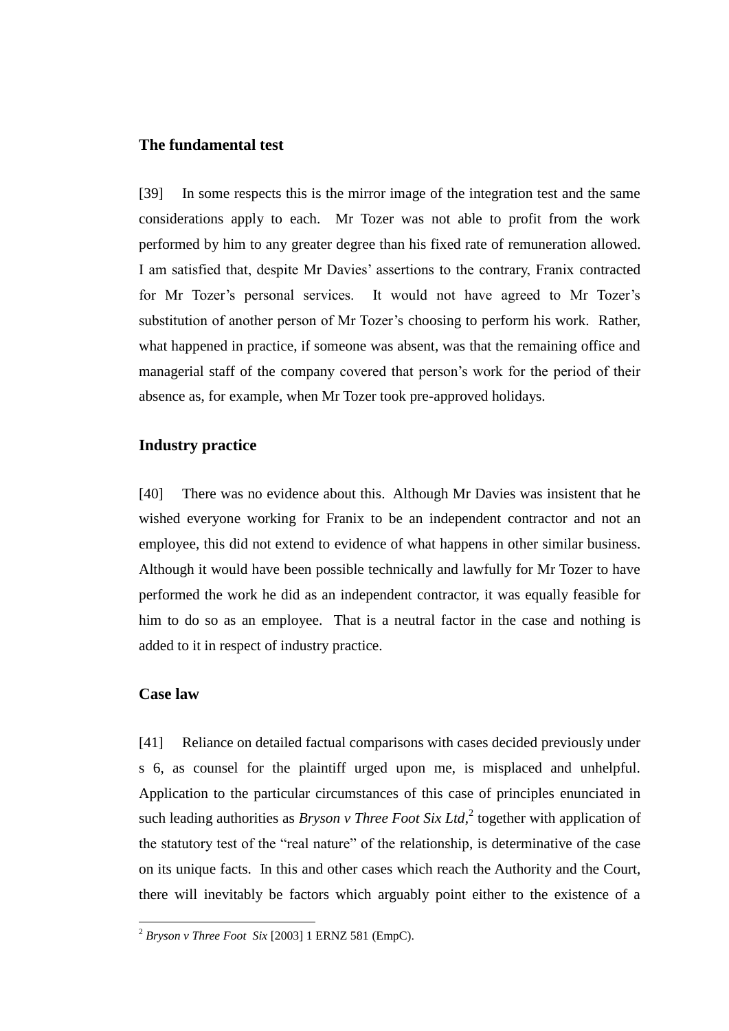### The fundamental test

[39] In some respects this is the mirror image of the integration test and the same considerations apply to each. Mr Tozer was not able to profit from the work performed by him to any greater degree than his fixed rate of remuneration allowed. I am satisfied that, despite Mr Davies' assertions to the contrary, Franix contracted for Mr Tozer's personal services. It would not have agreed to Mr Tozer's substitution of another person of Mr Tozer's choosing to perform his work. Rather, what happened in practice, if someone was absent, was that the remaining office and managerial staff of the company covered that person's work for the period of their absence as, for example, when Mr Tozer took pre-approved holidays.

### Industry practice

[40] There was no evidence about this. Although Mr Davies was insistent that he wished everyone working for Franix to be an independent contractor and not an employee, this did not extend to evidence of what happens in other similar business. Although it would have been possible technically and lawfully for Mr Tozer to have performed the work he did as an independent contractor, it was equally feasible for him to do so as an employee. That is a neutral factor in the case and nothing is added to it in respect of industry practice.

### Case law

[41] Reliance on detailed factual comparisons with cases decided previously under s 6, as counsel for the plaintiff urged upon me, is misplaced and unhelpful. Application to the particular circumstances of this case of principles enunciated in such leading authorities as *Bryson v Three Foot Six Ltd*,[2] together with application of the statutory test of the "real nature" of the relationship, is determinative of the case on its unique facts. In this and other cases which reach the Authority and the Court, there will inevitably be factors which arguably point either to the existence of a

[2] *Bryson v Three Foot Six* [2003] 1 ERNZ 581 (EmpC).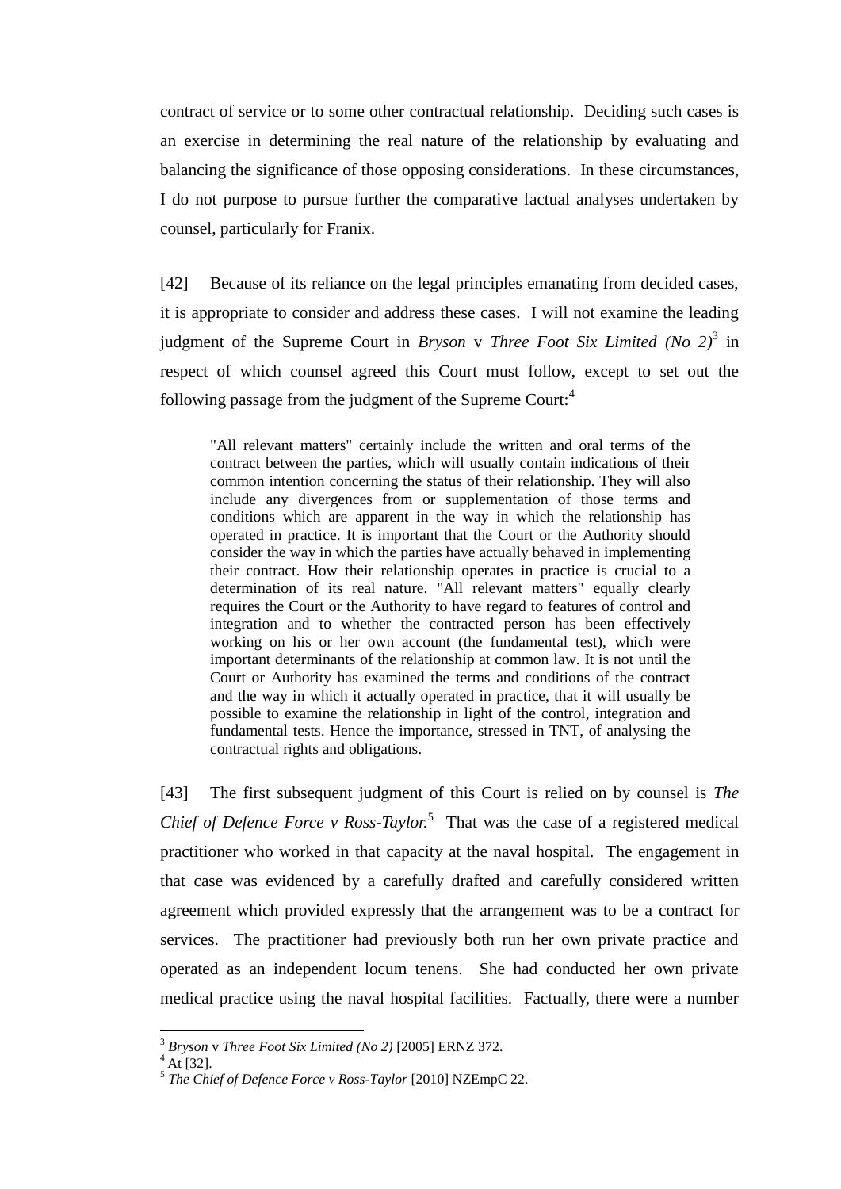contract of service or to some other contractual relationship. Deciding such cases is an exercise in determining the real nature of the relationship by evaluating and balancing the significance of those opposing considerations. In these circumstances, I do not purpose to pursue further the comparative factual analyses undertaken by counsel, particularly for Franix.

[42] Because of its reliance on the legal principles emanating from decided cases, it is appropriate to consider and address these cases. I will not examine the leading judgment of the Supreme Court in *Bryson* v *Three Foot Six Limited (No 2)*[3] in respect of which counsel agreed this Court must follow, except to set out the following passage from the judgment of the Supreme Court:[4]

> "All relevant matters" certainly include the written and oral terms of the contract between the parties, which will usually contain indications of their common intention concerning the status of their relationship. They will also include any divergences from or supplementation of those terms and conditions which are apparent in the way in which the relationship has operated in practice. It is important that the Court or the Authority should consider the way in which the parties have actually behaved in implementing their contract. How their relationship operates in practice is crucial to a determination of its real nature. "All relevant matters" equally clearly requires the Court or the Authority to have regard to features of control and integration and to whether the contracted person has been effectively working on his or her own account (the fundamental test), which were important determinants of the relationship at common law. It is not until the Court or Authority has examined the terms and conditions of the contract and the way in which it actually operated in practice, that it will usually be possible to examine the relationship in light of the control, integration and fundamental tests. Hence the importance, stressed in TNT, of analysing the contractual rights and obligations.

[43] The first subsequent judgment of this Court is relied on by counsel is *The Chief of Defence Force v Ross-Taylor.*[5] That was the case of a registered medical practitioner who worked in that capacity at the naval hospital. The engagement in that case was evidenced by a carefully drafted and carefully considered written agreement which provided expressly that the arrangement was to be a contract for services. The practitioner had previously both run her own private practice and operated as an independent locum tenens. She had conducted her own private medical practice using the naval hospital facilities. Factually, there were a number

---

[3] *Bryson* v *Three Foot Six Limited (No 2)* [2005] ERNZ 372.

[4] At [32].

[5] *The Chief of Defence Force v Ross-Taylor* [2010] NZEmpC 22.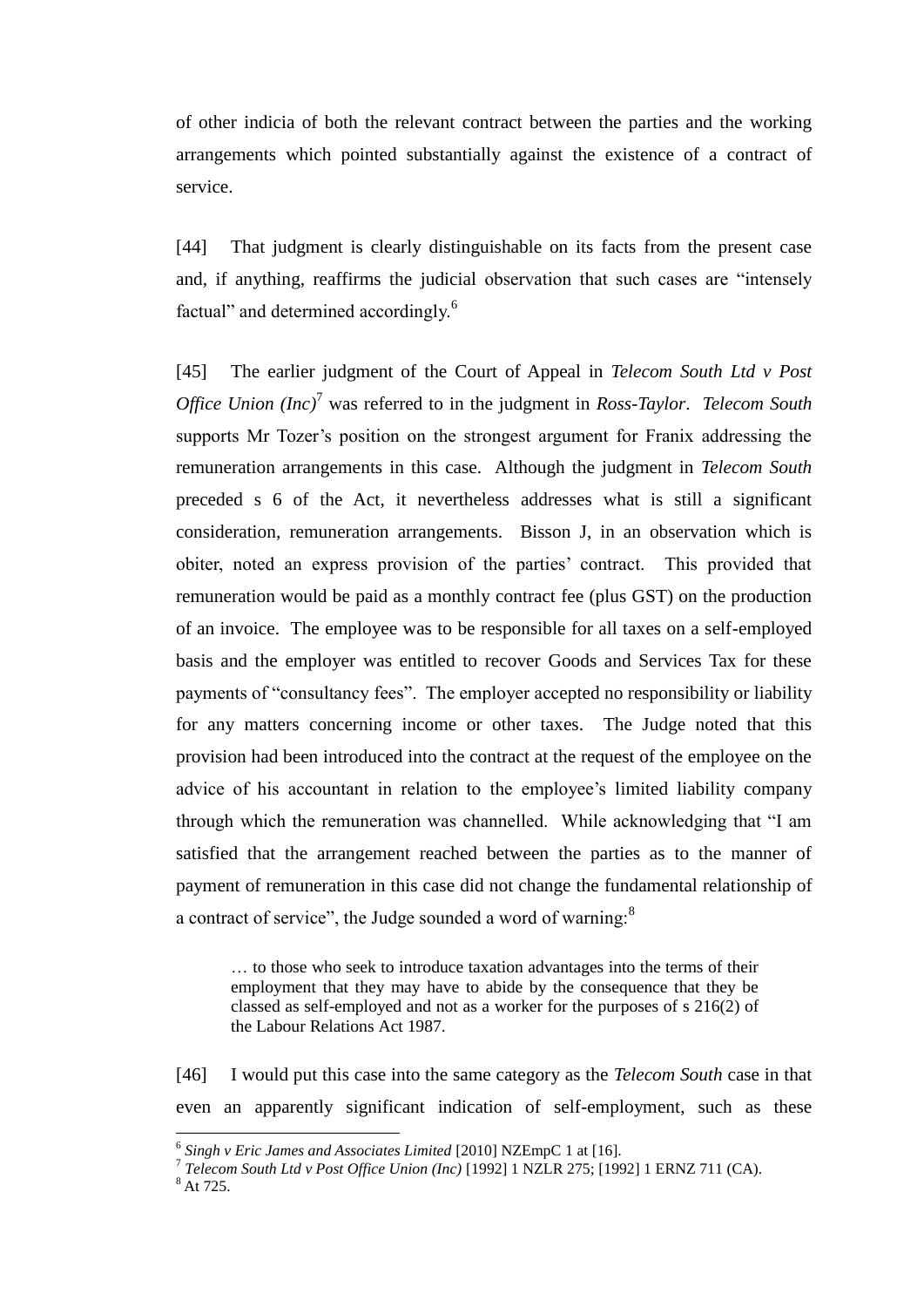of other indicia of both the relevant contract between the parties and the working arrangements which pointed substantially against the existence of a contract of service.

[44] That judgment is clearly distinguishable on its facts from the present case and, if anything, reaffirms the judicial observation that such cases are "intensely factual" and determined accordingly.[6]

[45] The earlier judgment of the Court of Appeal in *Telecom South Ltd v Post Office Union (Inc)*[7] was referred to in the judgment in *Ross-Taylor*. *Telecom South* supports Mr Tozer's position on the strongest argument for Franix addressing the remuneration arrangements in this case. Although the judgment in *Telecom South* preceded s 6 of the Act, it nevertheless addresses what is still a significant consideration, remuneration arrangements. Bisson J, in an observation which is obiter, noted an express provision of the parties' contract. This provided that remuneration would be paid as a monthly contract fee (plus GST) on the production of an invoice. The employee was to be responsible for all taxes on a self-employed basis and the employer was entitled to recover Goods and Services Tax for these payments of "consultancy fees". The employer accepted no responsibility or liability for any matters concerning income or other taxes. The Judge noted that this provision had been introduced into the contract at the request of the employee on the advice of his accountant in relation to the employee's limited liability company through which the remuneration was channelled. While acknowledging that "I am satisfied that the arrangement reached between the parties as to the manner of payment of remuneration in this case did not change the fundamental relationship of a contract of service", the Judge sounded a word of warning:[8]

> … to those who seek to introduce taxation advantages into the terms of their employment that they may have to abide by the consequence that they be classed as self-employed and not as a worker for the purposes of s 216(2) of the Labour Relations Act 1987.

[46] I would put this case into the same category as the *Telecom South* case in that even an apparently significant indication of self-employment, such as these

---

[6] *Singh v Eric James and Associates Limited* [2010] NZEmpC 1 at [16].

[7] *Telecom South Ltd v Post Office Union (Inc)* [1992] 1 NZLR 275; [1992] 1 ERNZ 711 (CA).

[8] At 725.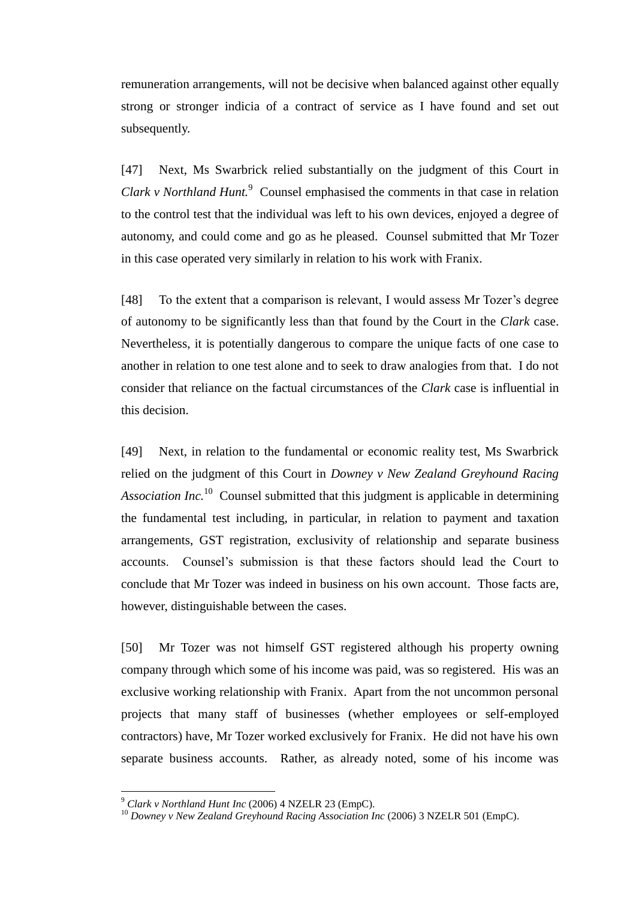remuneration arrangements, will not be decisive when balanced against other equally strong or stronger indicia of a contract of service as I have found and set out subsequently.

[47] Next, Ms Swarbrick relied substantially on the judgment of this Court in *Clark v Northland Hunt.*[9] Counsel emphasised the comments in that case in relation to the control test that the individual was left to his own devices, enjoyed a degree of autonomy, and could come and go as he pleased. Counsel submitted that Mr Tozer in this case operated very similarly in relation to his work with Franix.

[48] To the extent that a comparison is relevant, I would assess Mr Tozer's degree of autonomy to be significantly less than that found by the Court in the *Clark* case. Nevertheless, it is potentially dangerous to compare the unique facts of one case to another in relation to one test alone and to seek to draw analogies from that. I do not consider that reliance on the factual circumstances of the *Clark* case is influential in this decision.

[49] Next, in relation to the fundamental or economic reality test, Ms Swarbrick relied on the judgment of this Court in *Downey v New Zealand Greyhound Racing Association Inc.*[10] Counsel submitted that this judgment is applicable in determining the fundamental test including, in particular, in relation to payment and taxation arrangements, GST registration, exclusivity of relationship and separate business accounts. Counsel's submission is that these factors should lead the Court to conclude that Mr Tozer was indeed in business on his own account. Those facts are, however, distinguishable between the cases.

[50] Mr Tozer was not himself GST registered although his property owning company through which some of his income was paid, was so registered. His was an exclusive working relationship with Franix. Apart from the not uncommon personal projects that many staff of businesses (whether employees or self-employed contractors) have, Mr Tozer worked exclusively for Franix. He did not have his own separate business accounts. Rather, as already noted, some of his income was

[9] *Clark v Northland Hunt Inc* (2006) 4 NZELR 23 (EmpC).

[10] *Downey v New Zealand Greyhound Racing Association Inc* (2006) 3 NZELR 501 (EmpC).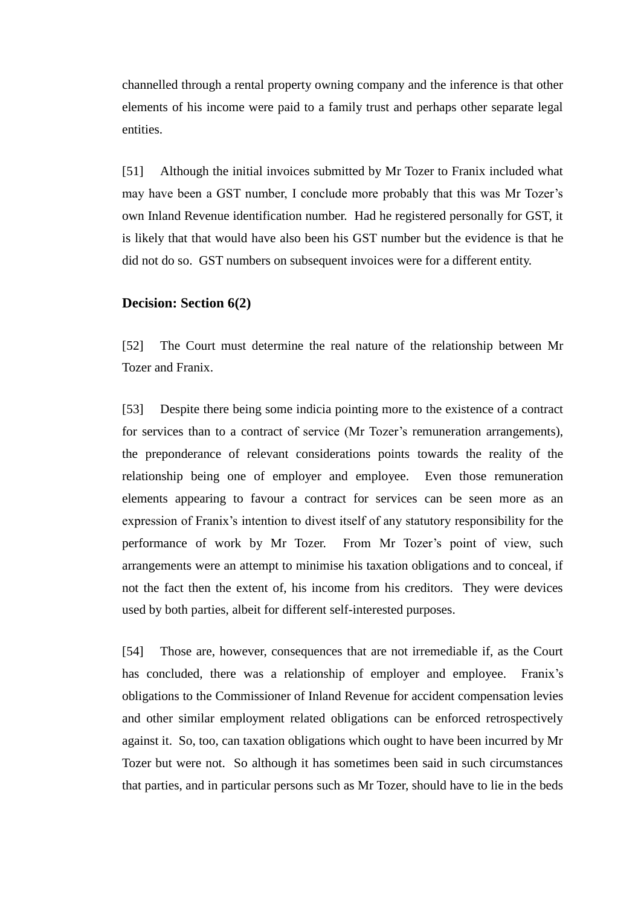channelled through a rental property owning company and the inference is that other elements of his income were paid to a family trust and perhaps other separate legal entities.

[51] Although the initial invoices submitted by Mr Tozer to Franix included what may have been a GST number, I conclude more probably that this was Mr Tozer's own Inland Revenue identification number. Had he registered personally for GST, it is likely that that would have also been his GST number but the evidence is that he did not do so. GST numbers on subsequent invoices were for a different entity.

**Decision: Section 6(2)**

[52] The Court must determine the real nature of the relationship between Mr Tozer and Franix.

[53] Despite there being some indicia pointing more to the existence of a contract for services than to a contract of service (Mr Tozer's remuneration arrangements), the preponderance of relevant considerations points towards the reality of the relationship being one of employer and employee. Even those remuneration elements appearing to favour a contract for services can be seen more as an expression of Franix's intention to divest itself of any statutory responsibility for the performance of work by Mr Tozer. From Mr Tozer's point of view, such arrangements were an attempt to minimise his taxation obligations and to conceal, if not the fact then the extent of, his income from his creditors. They were devices used by both parties, albeit for different self-interested purposes.

[54] Those are, however, consequences that are not irremediable if, as the Court has concluded, there was a relationship of employer and employee. Franix's obligations to the Commissioner of Inland Revenue for accident compensation levies and other similar employment related obligations can be enforced retrospectively against it. So, too, can taxation obligations which ought to have been incurred by Mr Tozer but were not. So although it has sometimes been said in such circumstances that parties, and in particular persons such as Mr Tozer, should have to lie in the beds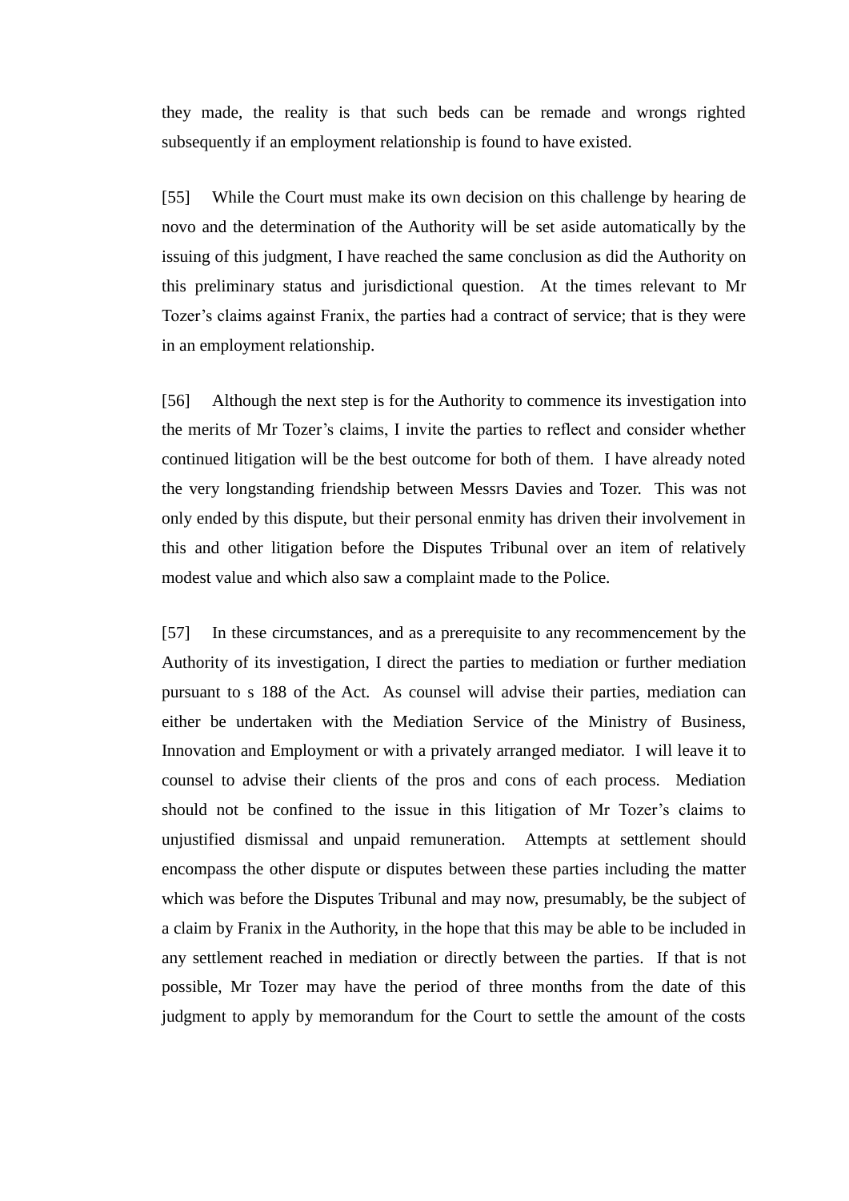they made, the reality is that such beds can be remade and wrongs righted subsequently if an employment relationship is found to have existed.

[55] While the Court must make its own decision on this challenge by hearing de novo and the determination of the Authority will be set aside automatically by the issuing of this judgment, I have reached the same conclusion as did the Authority on this preliminary status and jurisdictional question. At the times relevant to Mr Tozer's claims against Franix, the parties had a contract of service; that is they were in an employment relationship.

[56] Although the next step is for the Authority to commence its investigation into the merits of Mr Tozer's claims, I invite the parties to reflect and consider whether continued litigation will be the best outcome for both of them. I have already noted the very longstanding friendship between Messrs Davies and Tozer. This was not only ended by this dispute, but their personal enmity has driven their involvement in this and other litigation before the Disputes Tribunal over an item of relatively modest value and which also saw a complaint made to the Police.

[57] In these circumstances, and as a prerequisite to any recommencement by the Authority of its investigation, I direct the parties to mediation or further mediation pursuant to s 188 of the Act. As counsel will advise their parties, mediation can either be undertaken with the Mediation Service of the Ministry of Business, Innovation and Employment or with a privately arranged mediator. I will leave it to counsel to advise their clients of the pros and cons of each process. Mediation should not be confined to the issue in this litigation of Mr Tozer's claims to unjustified dismissal and unpaid remuneration. Attempts at settlement should encompass the other dispute or disputes between these parties including the matter which was before the Disputes Tribunal and may now, presumably, be the subject of a claim by Franix in the Authority, in the hope that this may be able to be included in any settlement reached in mediation or directly between the parties. If that is not possible, Mr Tozer may have the period of three months from the date of this judgment to apply by memorandum for the Court to settle the amount of the costs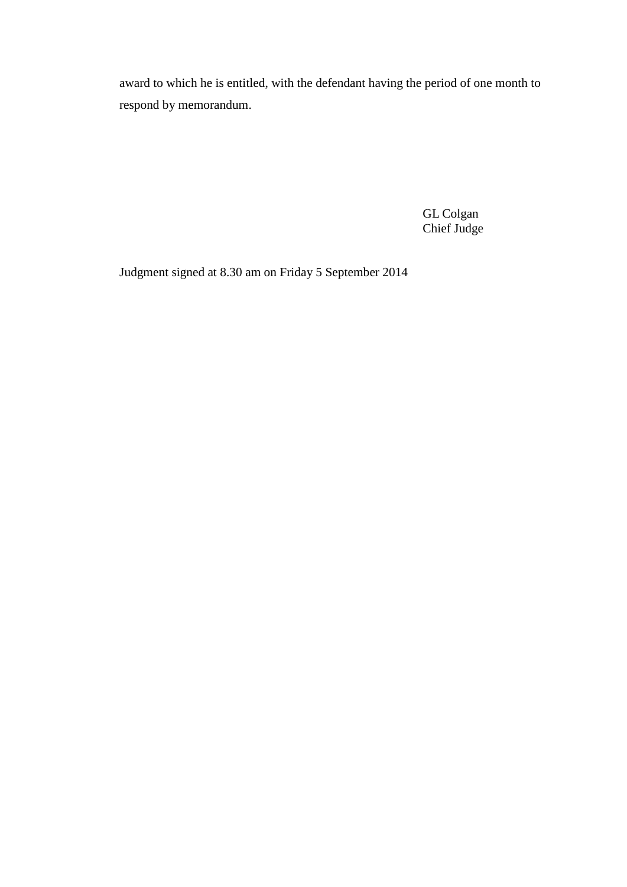award to which he is entitled, with the defendant having the period of one month to respond by memorandum.

GL Colgan
Chief Judge

Judgment signed at 8.30 am on Friday 5 September 2014